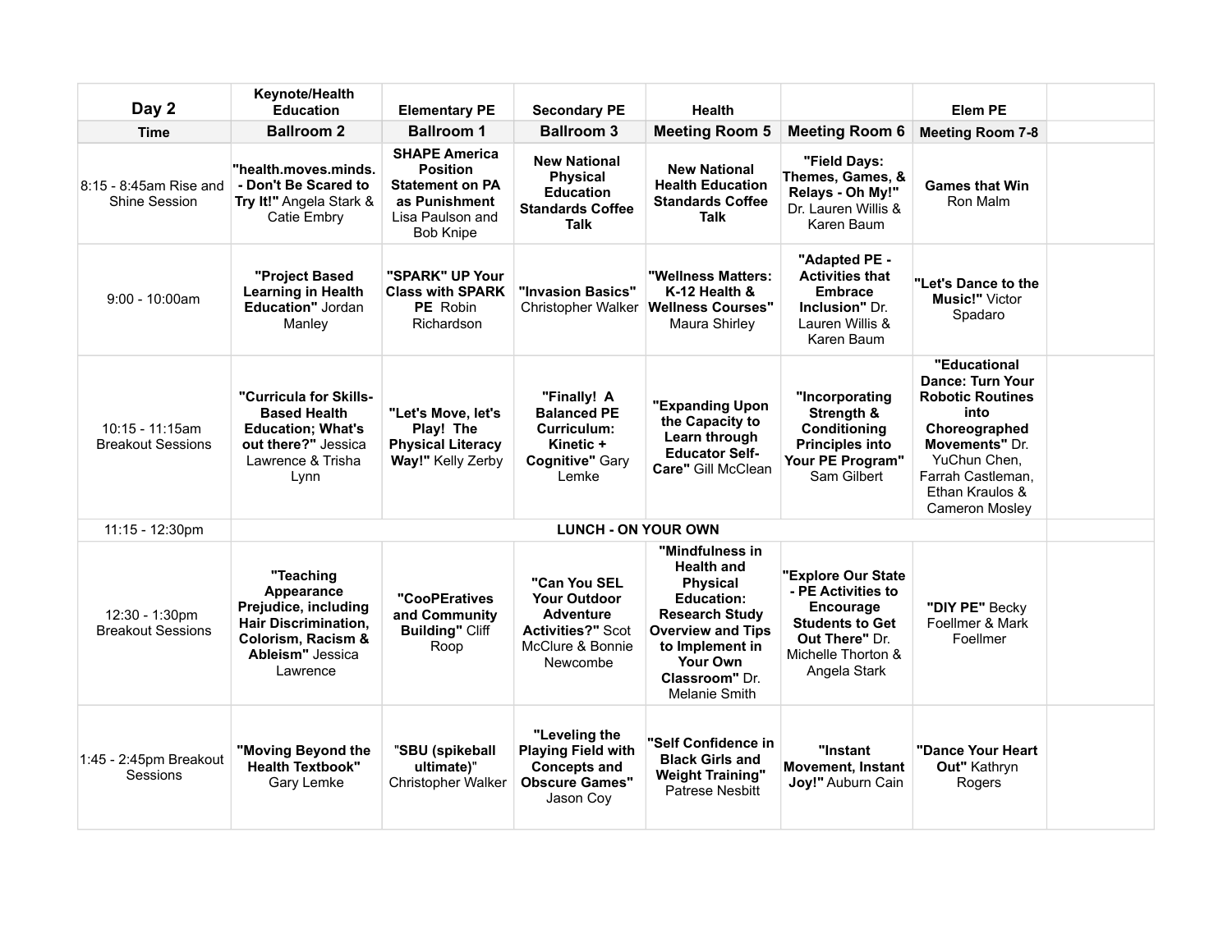| Day 2 | Keynote/Health Education | Elementary PE | Secondary PE | Health | | Elem PE | |
|---|---|---|---|---|---|---|---|
| **Time** | **Ballroom 2** | **Ballroom 1** | **Ballroom 3** | **Meeting Room 5** | **Meeting Room 6** | **Meeting Room 7-8** | |
| 8:15 - 8:45am Rise and Shine Session | **"health.moves.minds. - Don't Be Scared to Try It!"** Angela Stark & Catie Embry | **SHAPE America Position Statement on PA as Punishment** Lisa Paulson and Bob Knipe | **New National Physical Education Standards Coffee Talk** | **New National Health Education Standards Coffee Talk** | **"Field Days: Themes, Games, & Relays - Oh My!"** Dr. Lauren Willis & Karen Baum | **Games that Win** Ron Malm | |
| 9:00 - 10:00am | **"Project Based Learning in Health Education"** Jordan Manley | **"SPARK" UP Your Class with SPARK PE** Robin Richardson | **"Invasion Basics"** Christopher Walker | **"Wellness Matters: K-12 Health & Wellness Courses"** Maura Shirley | **"Adapted PE - Activities that Embrace Inclusion"** Dr. Lauren Willis & Karen Baum | **"Let's Dance to the Music!"** Victor Spadaro | |
| 10:15 - 11:15am Breakout Sessions | **"Curricula for Skills-Based Health Education; What's out there?"** Jessica Lawrence & Trisha Lynn | **"Let's Move, let's Play! The Physical Literacy Way!"** Kelly Zerby | **"Finally! A Balanced PE Curriculum: Kinetic + Cognitive"** Gary Lemke | **"Expanding Upon the Capacity to Learn through Educator Self-Care"** Gill McClean | **"Incorporating Strength & Conditioning Principles into Your PE Program"** Sam Gilbert | **"Educational Dance: Turn Your Robotic Routines into Choreographed Movements"** Dr. YuChun Chen, Farrah Castleman, Ethan Kraulos & Cameron Mosley | |
| 11:15 - 12:30pm | **LUNCH - ON YOUR OWN** | | | | | | |
| 12:30 - 1:30pm Breakout Sessions | **"Teaching Appearance Prejudice, including Hair Discrimination, Colorism, Racism & Ableism"** Jessica Lawrence | **"CooPEratives and Community Building"** Cliff Roop | **"Can You SEL Your Outdoor Adventure Activities?"** Scot McClure & Bonnie Newcombe | **"Mindfulness in Health and Physical Education: Research Study Overview and Tips to Implement in Your Own Classroom"** Dr. Melanie Smith | **"Explore Our State - PE Activities to Encourage Students to Get Out There"** Dr. Michelle Thorton & Angela Stark | **"DIY PE"** Becky Foellmer & Mark Foellmer | |
| 1:45 - 2:45pm Breakout Sessions | **"Moving Beyond the Health Textbook"** Gary Lemke | "**SBU (spikeball ultimate)**" Christopher Walker | **"Leveling the Playing Field with Concepts and Obscure Games"** Jason Coy | **"Self Confidence in Black Girls and Weight Training"** Patrese Nesbitt | **"Instant Movement, Instant Joy!"** Auburn Cain | **"Dance Your Heart Out"** Kathryn Rogers | |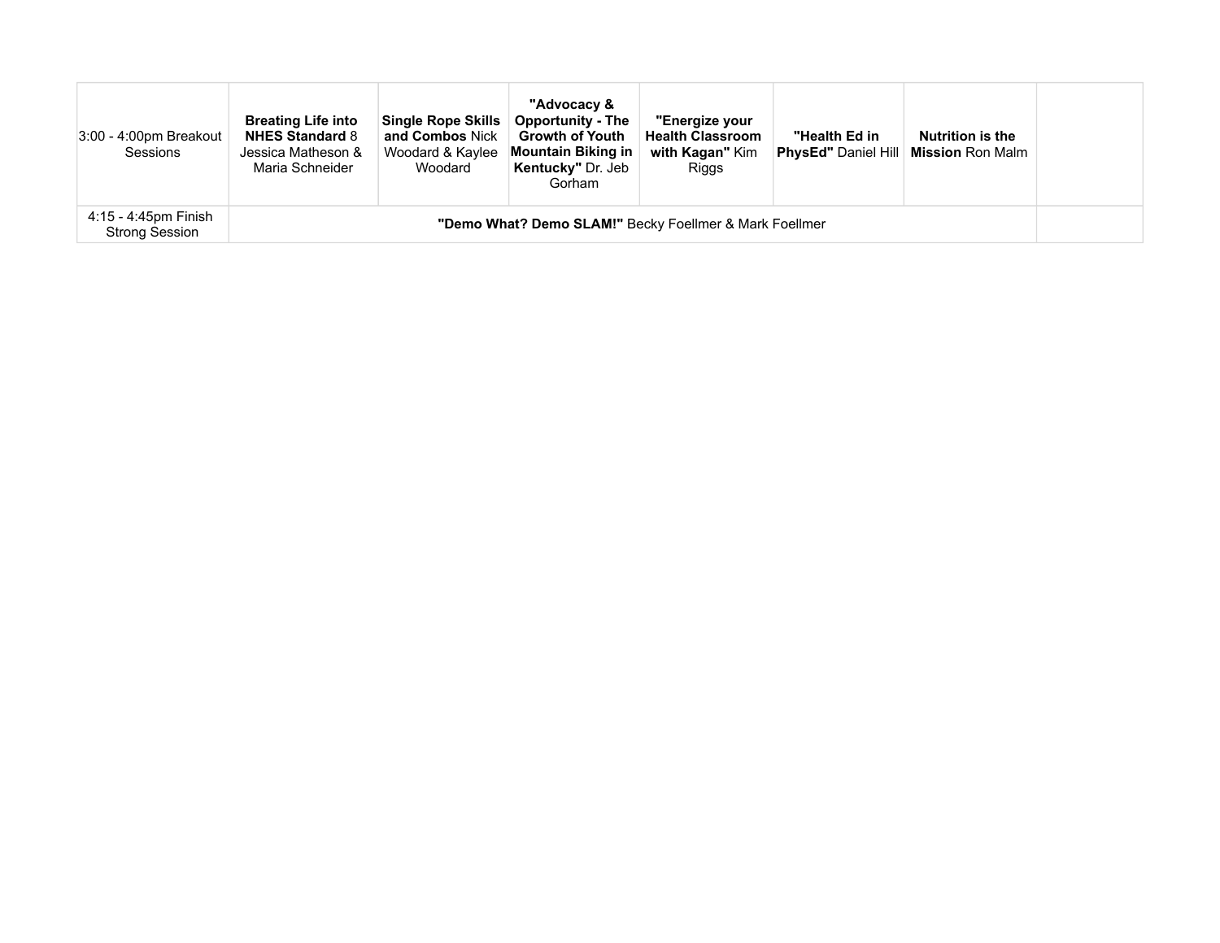| | | | | | | | |
|---|---|---|---|---|---|---|---|
| 3:00 - 4:00pm Breakout Sessions | **Breating Life into NHES Standard** 8 Jessica Matheson & Maria Schneider | **Single Rope Skills and Combos** Nick Woodard & Kaylee Woodard | **"Advocacy & Opportunity - The Growth of Youth Mountain Biking in Kentucky"** Dr. Jeb Gorham | **"Energize your Health Classroom with Kagan"** Kim Riggs | **"Health Ed in PhysEd"** Daniel Hill | **Nutrition is the Mission** Ron Malm | |
| 4:15 - 4:45pm Finish Strong Session | **"Demo What? Demo SLAM!"** Becky Foellmer & Mark Foellmer | | | | | | |